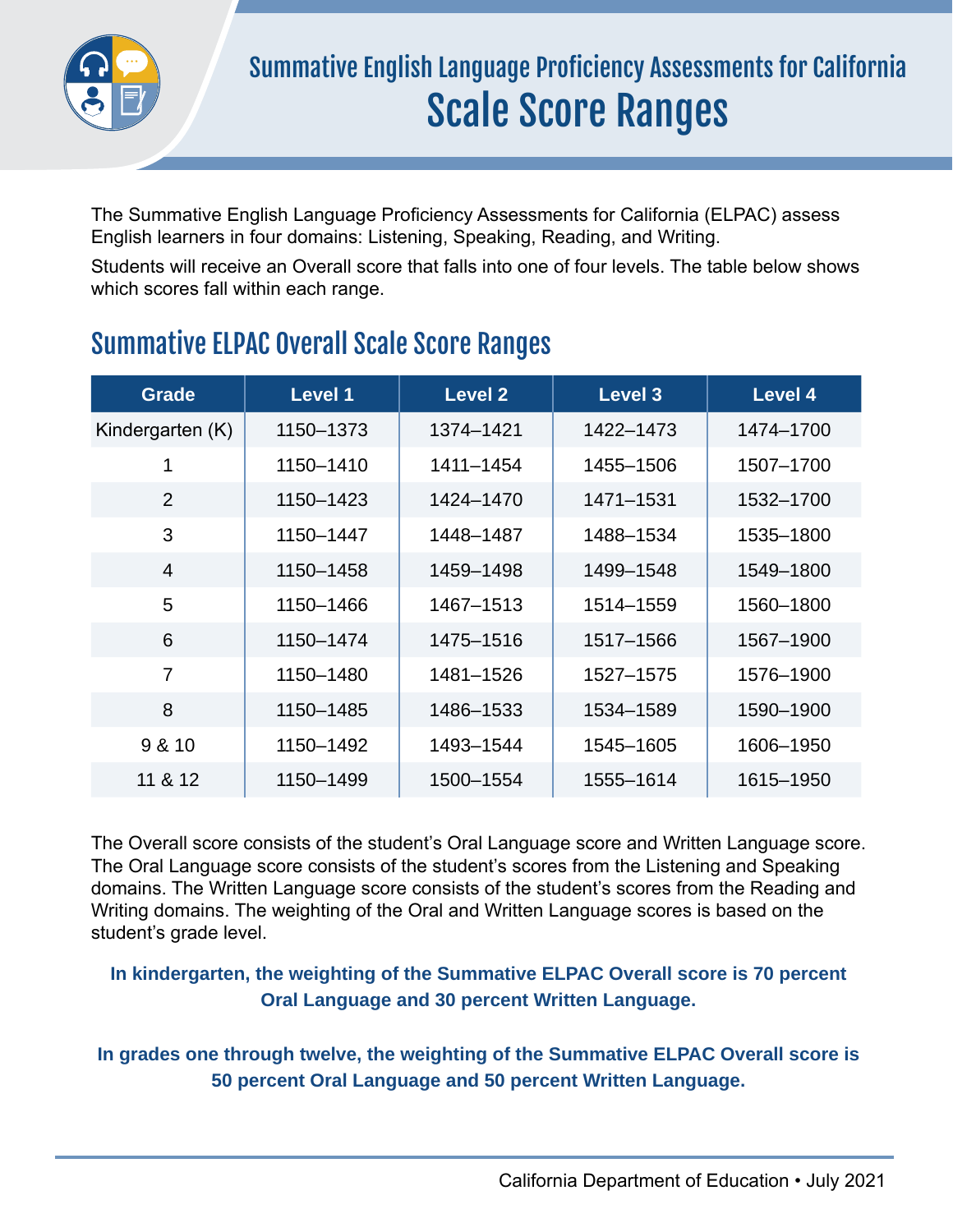# Summative English Language Proficiency Assessments for California

# Scale Score Ranges

The Summative English Language Proficiency Assessments for California (ELPAC) assess English learners in four domains: Listening, Speaking, Reading, and Writing.

Students will receive an Overall score that falls into one of four levels. The table below shows which scores fall within each range.

## Summative ELPAC Overall Scale Score Ranges

| Grade | Level 1 | Level 2 | Level 3 | Level 4 |
|---|---|---|---|---|
| Kindergarten (K) | 1150–1373 | 1374–1421 | 1422–1473 | 1474–1700 |
| 1 | 1150–1410 | 1411–1454 | 1455–1506 | 1507–1700 |
| 2 | 1150–1423 | 1424–1470 | 1471–1531 | 1532–1700 |
| 3 | 1150–1447 | 1448–1487 | 1488–1534 | 1535–1800 |
| 4 | 1150–1458 | 1459–1498 | 1499–1548 | 1549–1800 |
| 5 | 1150–1466 | 1467–1513 | 1514–1559 | 1560–1800 |
| 6 | 1150–1474 | 1475–1516 | 1517–1566 | 1567–1900 |
| 7 | 1150–1480 | 1481–1526 | 1527–1575 | 1576–1900 |
| 8 | 1150–1485 | 1486–1533 | 1534–1589 | 1590–1900 |
| 9 & 10 | 1150–1492 | 1493–1544 | 1545–1605 | 1606–1950 |
| 11 & 12 | 1150–1499 | 1500–1554 | 1555–1614 | 1615–1950 |

The Overall score consists of the student's Oral Language score and Written Language score. The Oral Language score consists of the student's scores from the Listening and Speaking domains. The Written Language score consists of the student's scores from the Reading and Writing domains. The weighting of the Oral and Written Language scores is based on the student's grade level.

**In kindergarten, the weighting of the Summative ELPAC Overall score is 70 percent Oral Language and 30 percent Written Language.**

**In grades one through twelve, the weighting of the Summative ELPAC Overall score is 50 percent Oral Language and 50 percent Written Language.**

California Department of Education • July 2021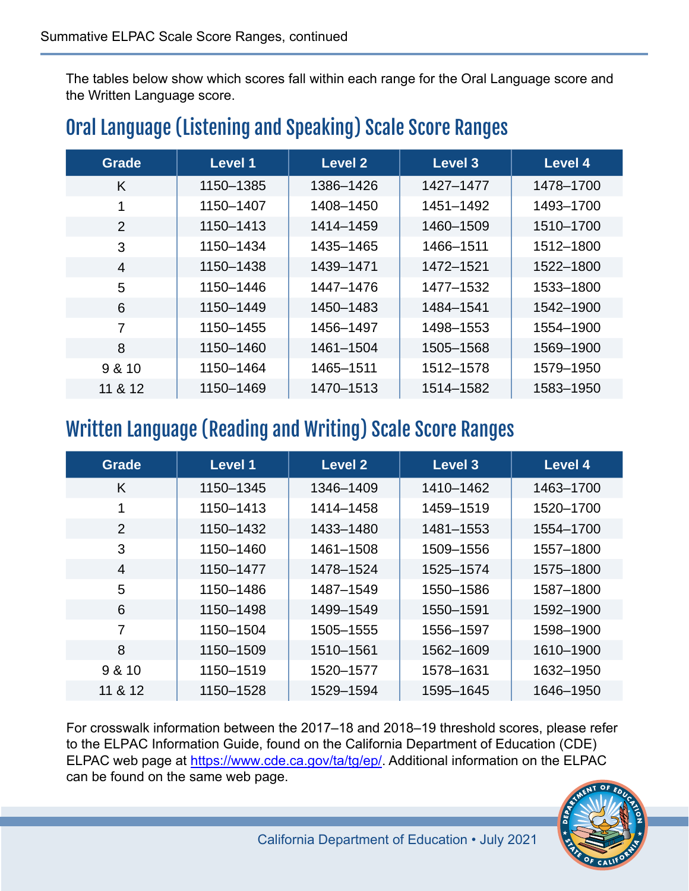The tables below show which scores fall within each range for the Oral Language score and the Written Language score.

## Oral Language (Listening and Speaking) Scale Score Ranges

| Grade | Level 1 | Level 2 | Level 3 | Level 4 |
|---|---|---|---|---|
| K | 1150–1385 | 1386–1426 | 1427–1477 | 1478–1700 |
| 1 | 1150–1407 | 1408–1450 | 1451–1492 | 1493–1700 |
| 2 | 1150–1413 | 1414–1459 | 1460–1509 | 1510–1700 |
| 3 | 1150–1434 | 1435–1465 | 1466–1511 | 1512–1800 |
| 4 | 1150–1438 | 1439–1471 | 1472–1521 | 1522–1800 |
| 5 | 1150–1446 | 1447–1476 | 1477–1532 | 1533–1800 |
| 6 | 1150–1449 | 1450–1483 | 1484–1541 | 1542–1900 |
| 7 | 1150–1455 | 1456–1497 | 1498–1553 | 1554–1900 |
| 8 | 1150–1460 | 1461–1504 | 1505–1568 | 1569–1900 |
| 9 & 10 | 1150–1464 | 1465–1511 | 1512–1578 | 1579–1950 |
| 11 & 12 | 1150–1469 | 1470–1513 | 1514–1582 | 1583–1950 |

## Written Language (Reading and Writing) Scale Score Ranges

| Grade | Level 1 | Level 2 | Level 3 | Level 4 |
|---|---|---|---|---|
| K | 1150–1345 | 1346–1409 | 1410–1462 | 1463–1700 |
| 1 | 1150–1413 | 1414–1458 | 1459–1519 | 1520–1700 |
| 2 | 1150–1432 | 1433–1480 | 1481–1553 | 1554–1700 |
| 3 | 1150–1460 | 1461–1508 | 1509–1556 | 1557–1800 |
| 4 | 1150–1477 | 1478–1524 | 1525–1574 | 1575–1800 |
| 5 | 1150–1486 | 1487–1549 | 1550–1586 | 1587–1800 |
| 6 | 1150–1498 | 1499–1549 | 1550–1591 | 1592–1900 |
| 7 | 1150–1504 | 1505–1555 | 1556–1597 | 1598–1900 |
| 8 | 1150–1509 | 1510–1561 | 1562–1609 | 1610–1900 |
| 9 & 10 | 1150–1519 | 1520–1577 | 1578–1631 | 1632–1950 |
| 11 & 12 | 1150–1528 | 1529–1594 | 1595–1645 | 1646–1950 |

For crosswalk information between the 2017–18 and 2018–19 threshold scores, please refer to the ELPAC Information Guide, found on the California Department of Education (CDE) ELPAC web page at https://www.cde.ca.gov/ta/tg/ep/. Additional information on the ELPAC can be found on the same web page.